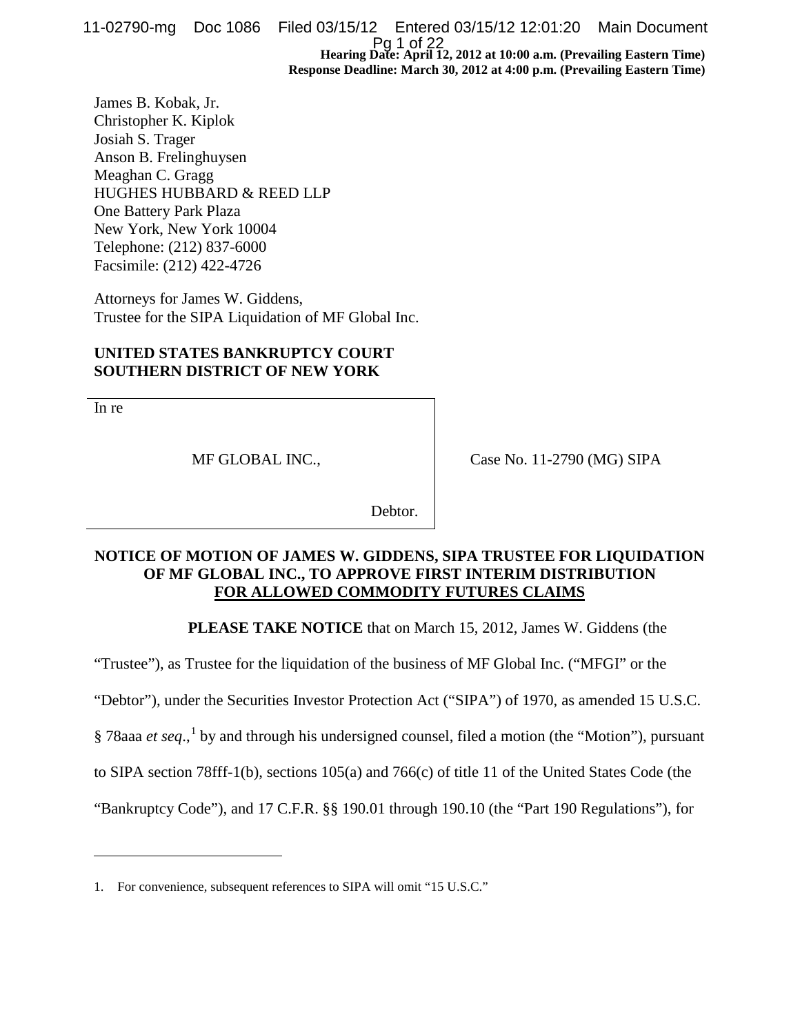**Hearing Date: April 12, 2012 at 10:00 a.m. (Prevailing Eastern Time)**
**Response Deadline: March 30, 2012 at 4:00 p.m. (Prevailing Eastern Time)**

James B. Kobak, Jr.
Christopher K. Kiplok
Josiah S. Trager
Anson B. Frelinghuysen
Meaghan C. Gragg
HUGHES HUBBARD & REED LLP
One Battery Park Plaza
New York, New York 10004
Telephone: (212) 837-6000
Facsimile: (212) 422-4726

Attorneys for James W. Giddens,
Trustee for the SIPA Liquidation of MF Global Inc.

**UNITED STATES BANKRUPTCY COURT**
**SOUTHERN DISTRICT OF NEW YORK**

| | |
|---|---|
| In re<br><br>MF GLOBAL INC.,<br><br>Debtor. | Case No. 11-2790 (MG) SIPA |

**NOTICE OF MOTION OF JAMES W. GIDDENS, SIPA TRUSTEE FOR LIQUIDATION OF MF GLOBAL INC., TO APPROVE FIRST INTERIM DISTRIBUTION FOR ALLOWED COMMODITY FUTURES CLAIMS**

**PLEASE TAKE NOTICE** that on March 15, 2012, James W. Giddens (the "Trustee"), as Trustee for the liquidation of the business of MF Global Inc. ("MFGI" or the "Debtor"), under the Securities Investor Protection Act ("SIPA") of 1970, as amended 15 U.S.C. § 78aaa *et seq*.,[1] by and through his undersigned counsel, filed a motion (the "Motion"), pursuant to SIPA section 78fff-1(b), sections 105(a) and 766(c) of title 11 of the United States Code (the "Bankruptcy Code"), and 17 C.F.R. §§ 190.01 through 190.10 (the "Part 190 Regulations"), for

1. For convenience, subsequent references to SIPA will omit "15 U.S.C."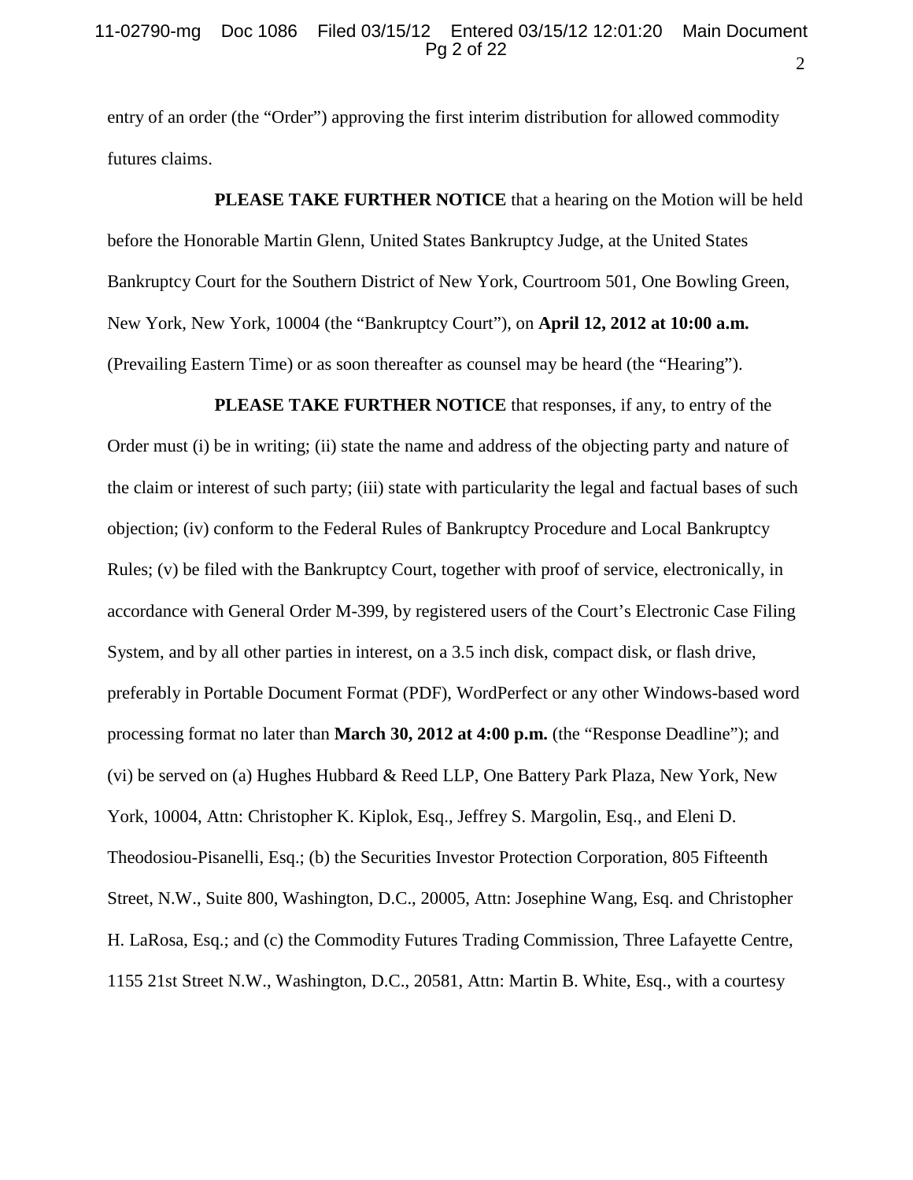entry of an order (the "Order") approving the first interim distribution for allowed commodity futures claims.

**PLEASE TAKE FURTHER NOTICE** that a hearing on the Motion will be held before the Honorable Martin Glenn, United States Bankruptcy Judge, at the United States Bankruptcy Court for the Southern District of New York, Courtroom 501, One Bowling Green, New York, New York, 10004 (the "Bankruptcy Court"), on **April 12, 2012 at 10:00 a.m.** (Prevailing Eastern Time) or as soon thereafter as counsel may be heard (the "Hearing").

**PLEASE TAKE FURTHER NOTICE** that responses, if any, to entry of the Order must (i) be in writing; (ii) state the name and address of the objecting party and nature of the claim or interest of such party; (iii) state with particularity the legal and factual bases of such objection; (iv) conform to the Federal Rules of Bankruptcy Procedure and Local Bankruptcy Rules; (v) be filed with the Bankruptcy Court, together with proof of service, electronically, in accordance with General Order M-399, by registered users of the Court's Electronic Case Filing System, and by all other parties in interest, on a 3.5 inch disk, compact disk, or flash drive, preferably in Portable Document Format (PDF), WordPerfect or any other Windows-based word processing format no later than **March 30, 2012 at 4:00 p.m.** (the "Response Deadline"); and (vi) be served on (a) Hughes Hubbard & Reed LLP, One Battery Park Plaza, New York, New York, 10004, Attn: Christopher K. Kiplok, Esq., Jeffrey S. Margolin, Esq., and Eleni D. Theodosiou-Pisanelli, Esq.; (b) the Securities Investor Protection Corporation, 805 Fifteenth Street, N.W., Suite 800, Washington, D.C., 20005, Attn: Josephine Wang, Esq. and Christopher H. LaRosa, Esq.; and (c) the Commodity Futures Trading Commission, Three Lafayette Centre, 1155 21st Street N.W., Washington, D.C., 20581, Attn: Martin B. White, Esq., with a courtesy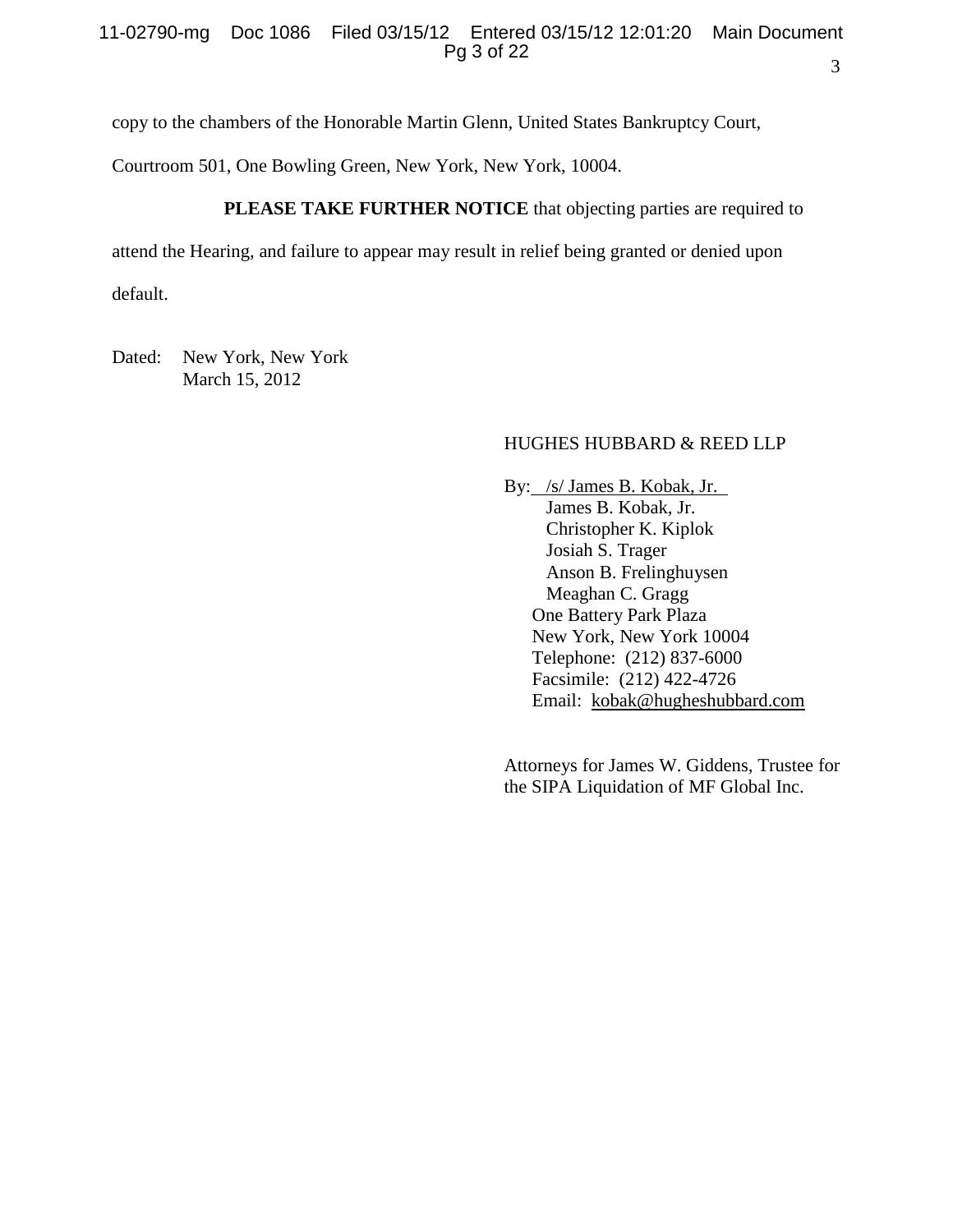copy to the chambers of the Honorable Martin Glenn, United States Bankruptcy Court, Courtroom 501, One Bowling Green, New York, New York, 10004.

**PLEASE TAKE FURTHER NOTICE** that objecting parties are required to attend the Hearing, and failure to appear may result in relief being granted or denied upon default.

Dated: New York, New York
March 15, 2012

HUGHES HUBBARD & REED LLP

By: /s/ James B. Kobak, Jr.
James B. Kobak, Jr.
Christopher K. Kiplok
Josiah S. Trager
Anson B. Frelinghuysen
Meaghan C. Gragg
One Battery Park Plaza
New York, New York 10004
Telephone: (212) 837-6000
Facsimile: (212) 422-4726
Email: kobak@hugheshubbard.com

Attorneys for James W. Giddens, Trustee for the SIPA Liquidation of MF Global Inc.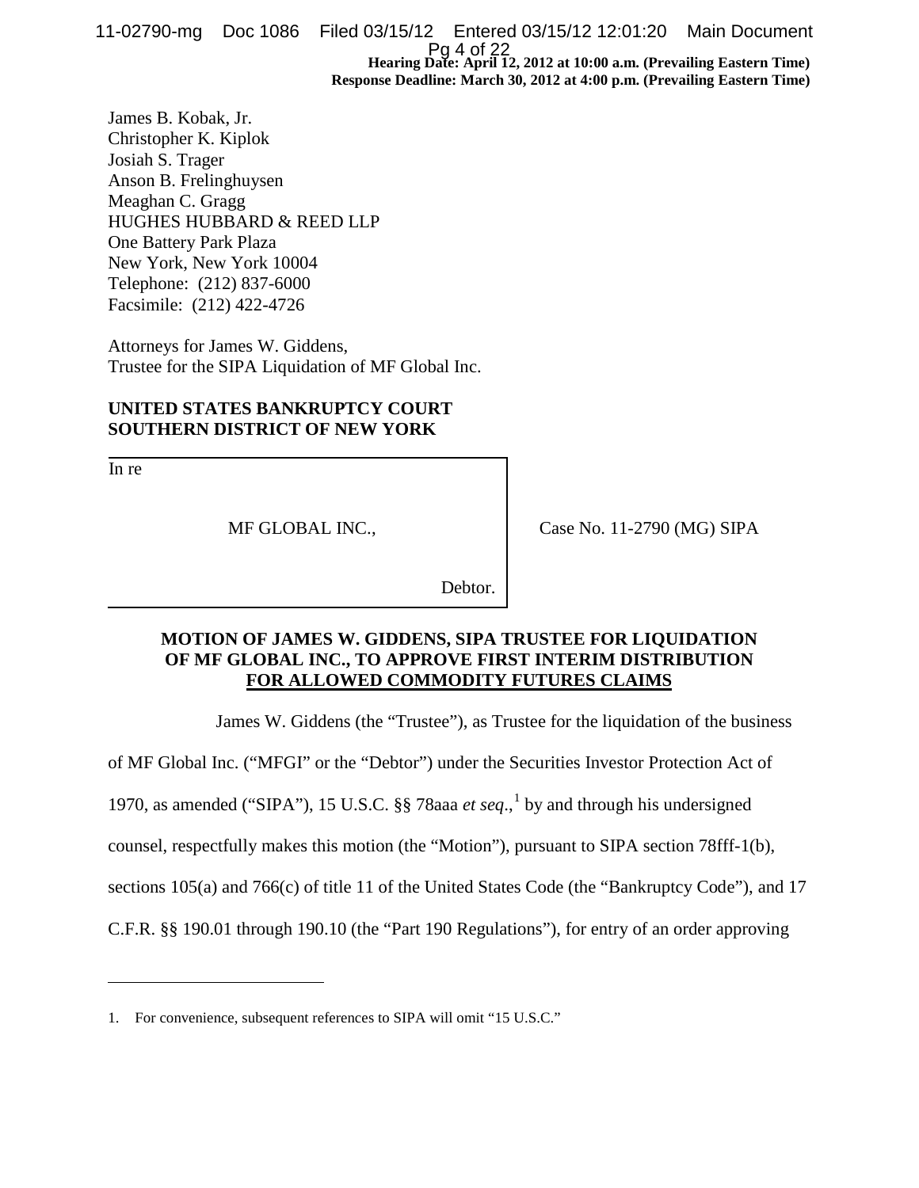**Hearing Date: April 12, 2012 at 10:00 a.m. (Prevailing Eastern Time)**
**Response Deadline: March 30, 2012 at 4:00 p.m. (Prevailing Eastern Time)**

James B. Kobak, Jr.
Christopher K. Kiplok
Josiah S. Trager
Anson B. Frelinghuysen
Meaghan C. Gragg
HUGHES HUBBARD & REED LLP
One Battery Park Plaza
New York, New York 10004
Telephone: (212) 837-6000
Facsimile: (212) 422-4726

Attorneys for James W. Giddens,
Trustee for the SIPA Liquidation of MF Global Inc.

**UNITED STATES BANKRUPTCY COURT**
**SOUTHERN DISTRICT OF NEW YORK**

| In re MF GLOBAL INC., Debtor. | Case No. 11-2790 (MG) SIPA |
|---|---|

**MOTION OF JAMES W. GIDDENS, SIPA TRUSTEE FOR LIQUIDATION OF MF GLOBAL INC., TO APPROVE FIRST INTERIM DISTRIBUTION FOR ALLOWED COMMODITY FUTURES CLAIMS**

James W. Giddens (the "Trustee"), as Trustee for the liquidation of the business of MF Global Inc. ("MFGI" or the "Debtor") under the Securities Investor Protection Act of 1970, as amended ("SIPA"), 15 U.S.C. §§ 78aaa *et seq*.,[1] by and through his undersigned counsel, respectfully makes this motion (the "Motion"), pursuant to SIPA section 78fff-1(b), sections 105(a) and 766(c) of title 11 of the United States Code (the "Bankruptcy Code"), and 17 C.F.R. §§ 190.01 through 190.10 (the "Part 190 Regulations"), for entry of an order approving

1. For convenience, subsequent references to SIPA will omit "15 U.S.C."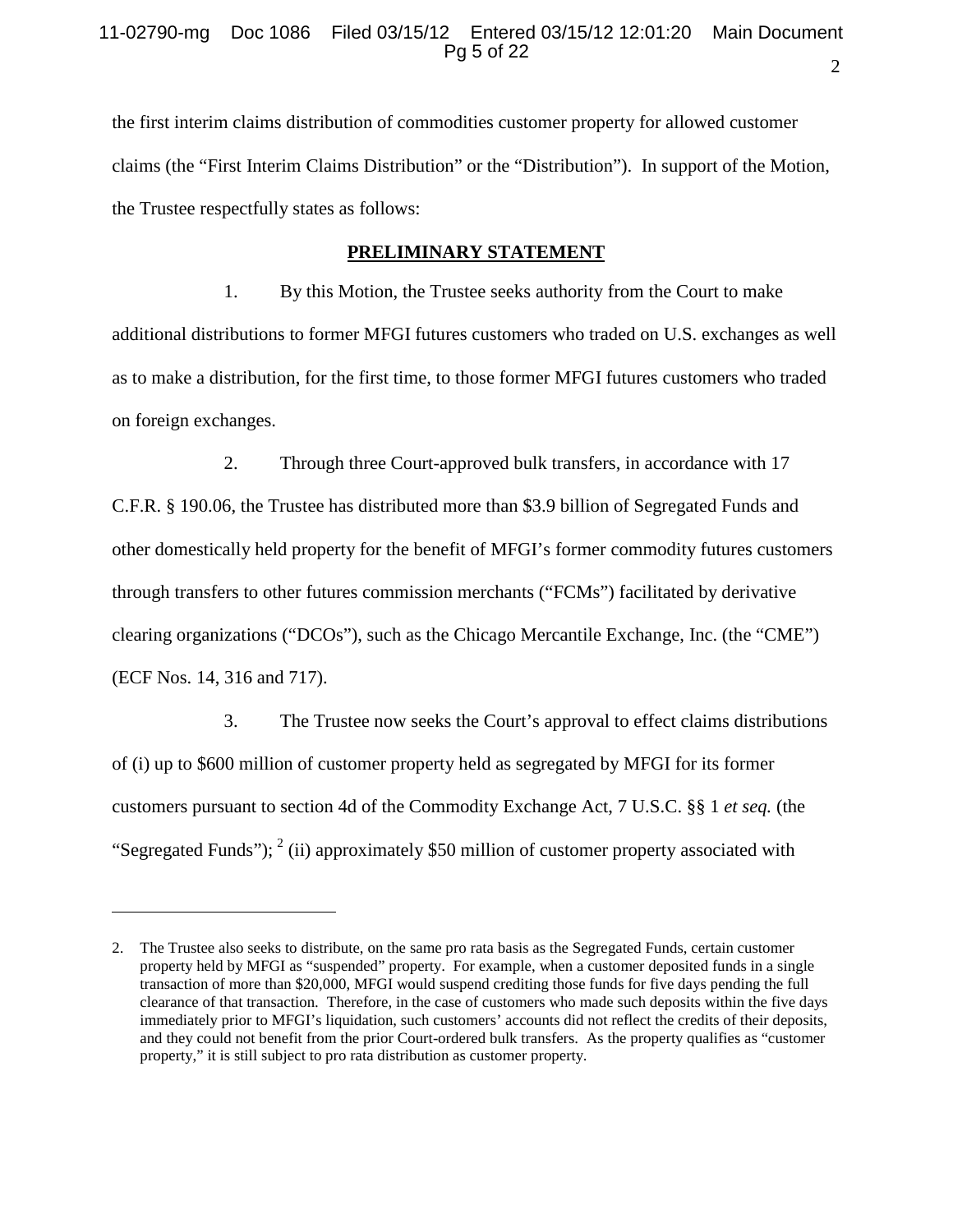the first interim claims distribution of commodities customer property for allowed customer claims (the "First Interim Claims Distribution" or the "Distribution"). In support of the Motion, the Trustee respectfully states as follows:

## PRELIMINARY STATEMENT

1. By this Motion, the Trustee seeks authority from the Court to make additional distributions to former MFGI futures customers who traded on U.S. exchanges as well as to make a distribution, for the first time, to those former MFGI futures customers who traded on foreign exchanges.

2. Through three Court-approved bulk transfers, in accordance with 17 C.F.R. § 190.06, the Trustee has distributed more than $3.9 billion of Segregated Funds and other domestically held property for the benefit of MFGI's former commodity futures customers through transfers to other futures commission merchants ("FCMs") facilitated by derivative clearing organizations ("DCOs"), such as the Chicago Mercantile Exchange, Inc. (the "CME") (ECF Nos. 14, 316 and 717).

3. The Trustee now seeks the Court's approval to effect claims distributions of (i) up to $600 million of customer property held as segregated by MFGI for its former customers pursuant to section 4d of the Commodity Exchange Act, 7 U.S.C. §§ 1 *et seq.* (the "Segregated Funds");[2] (ii) approximately $50 million of customer property associated with

---

2. The Trustee also seeks to distribute, on the same pro rata basis as the Segregated Funds, certain customer property held by MFGI as "suspended" property. For example, when a customer deposited funds in a single transaction of more than $20,000, MFGI would suspend crediting those funds for five days pending the full clearance of that transaction. Therefore, in the case of customers who made such deposits within the five days immediately prior to MFGI's liquidation, such customers' accounts did not reflect the credits of their deposits, and they could not benefit from the prior Court-ordered bulk transfers. As the property qualifies as "customer property," it is still subject to pro rata distribution as customer property.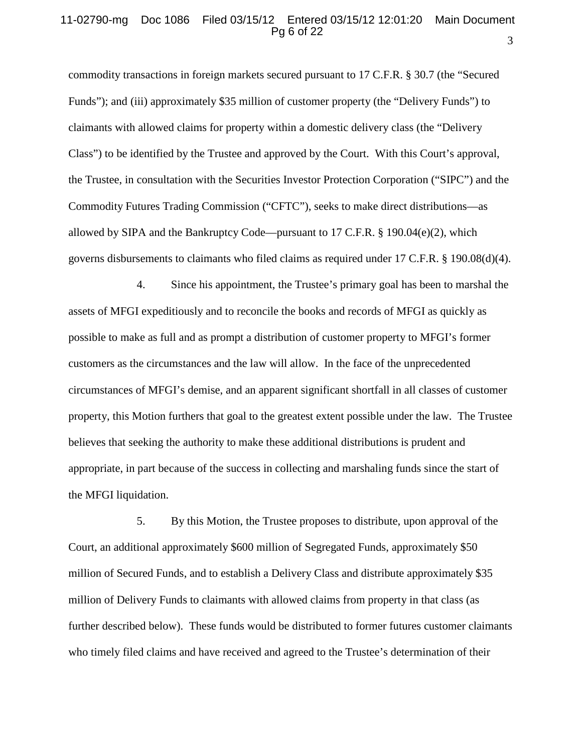commodity transactions in foreign markets secured pursuant to 17 C.F.R. § 30.7 (the "Secured Funds"); and (iii) approximately $35 million of customer property (the "Delivery Funds") to claimants with allowed claims for property within a domestic delivery class (the "Delivery Class") to be identified by the Trustee and approved by the Court. With this Court's approval, the Trustee, in consultation with the Securities Investor Protection Corporation ("SIPC") and the Commodity Futures Trading Commission ("CFTC"), seeks to make direct distributions—as allowed by SIPA and the Bankruptcy Code—pursuant to 17 C.F.R. § 190.04(e)(2), which governs disbursements to claimants who filed claims as required under 17 C.F.R. § 190.08(d)(4).

4. Since his appointment, the Trustee's primary goal has been to marshal the assets of MFGI expeditiously and to reconcile the books and records of MFGI as quickly as possible to make as full and as prompt a distribution of customer property to MFGI's former customers as the circumstances and the law will allow. In the face of the unprecedented circumstances of MFGI's demise, and an apparent significant shortfall in all classes of customer property, this Motion furthers that goal to the greatest extent possible under the law. The Trustee believes that seeking the authority to make these additional distributions is prudent and appropriate, in part because of the success in collecting and marshaling funds since the start of the MFGI liquidation.

5. By this Motion, the Trustee proposes to distribute, upon approval of the Court, an additional approximately $600 million of Segregated Funds, approximately $50 million of Secured Funds, and to establish a Delivery Class and distribute approximately $35 million of Delivery Funds to claimants with allowed claims from property in that class (as further described below). These funds would be distributed to former futures customer claimants who timely filed claims and have received and agreed to the Trustee's determination of their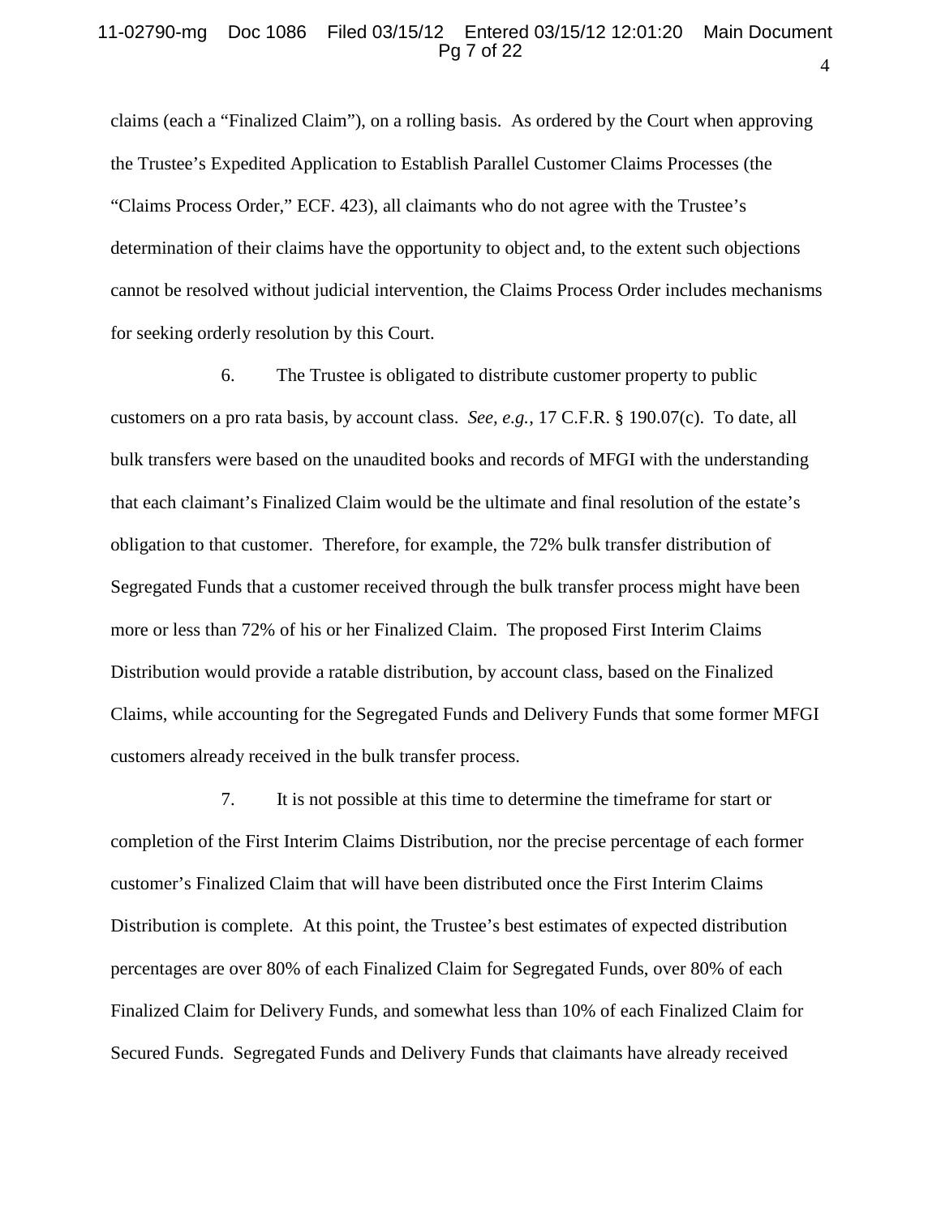claims (each a "Finalized Claim"), on a rolling basis. As ordered by the Court when approving the Trustee's Expedited Application to Establish Parallel Customer Claims Processes (the "Claims Process Order," ECF. 423), all claimants who do not agree with the Trustee's determination of their claims have the opportunity to object and, to the extent such objections cannot be resolved without judicial intervention, the Claims Process Order includes mechanisms for seeking orderly resolution by this Court.

6. The Trustee is obligated to distribute customer property to public customers on a pro rata basis, by account class. *See, e.g.*, 17 C.F.R. § 190.07(c). To date, all bulk transfers were based on the unaudited books and records of MFGI with the understanding that each claimant's Finalized Claim would be the ultimate and final resolution of the estate's obligation to that customer. Therefore, for example, the 72% bulk transfer distribution of Segregated Funds that a customer received through the bulk transfer process might have been more or less than 72% of his or her Finalized Claim. The proposed First Interim Claims Distribution would provide a ratable distribution, by account class, based on the Finalized Claims, while accounting for the Segregated Funds and Delivery Funds that some former MFGI customers already received in the bulk transfer process.

7. It is not possible at this time to determine the timeframe for start or completion of the First Interim Claims Distribution, nor the precise percentage of each former customer's Finalized Claim that will have been distributed once the First Interim Claims Distribution is complete. At this point, the Trustee's best estimates of expected distribution percentages are over 80% of each Finalized Claim for Segregated Funds, over 80% of each Finalized Claim for Delivery Funds, and somewhat less than 10% of each Finalized Claim for Secured Funds. Segregated Funds and Delivery Funds that claimants have already received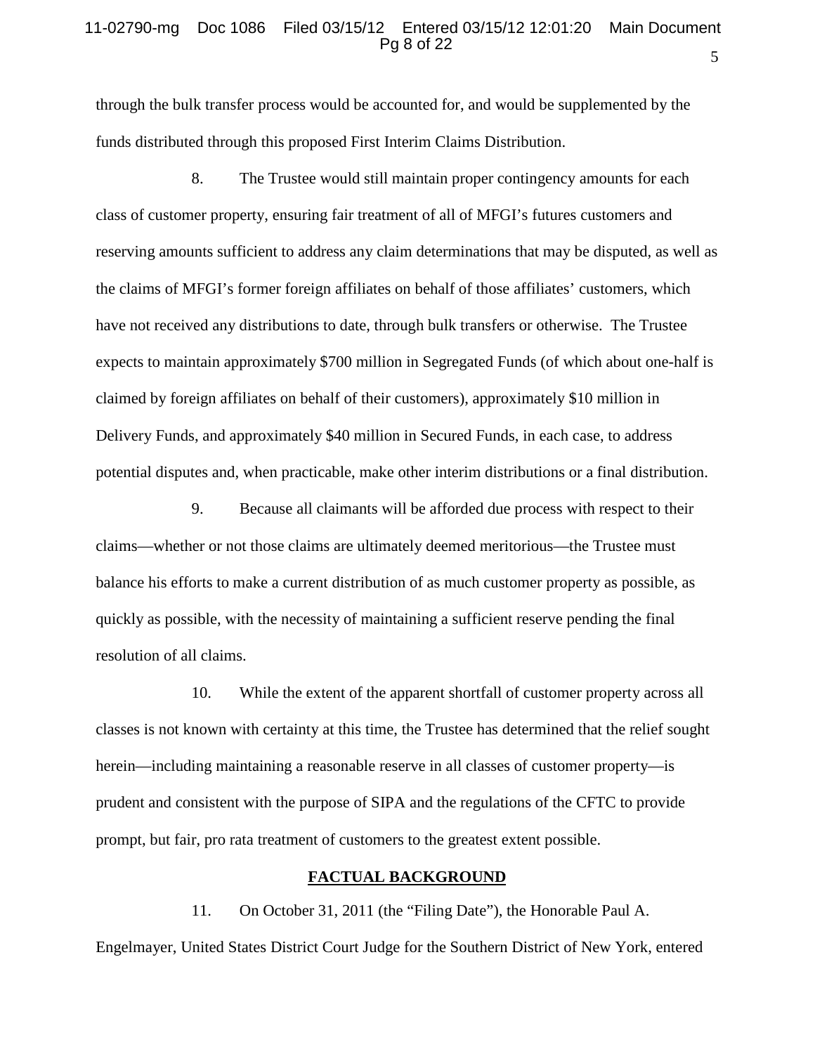through the bulk transfer process would be accounted for, and would be supplemented by the funds distributed through this proposed First Interim Claims Distribution.

8. The Trustee would still maintain proper contingency amounts for each class of customer property, ensuring fair treatment of all of MFGI's futures customers and reserving amounts sufficient to address any claim determinations that may be disputed, as well as the claims of MFGI's former foreign affiliates on behalf of those affiliates' customers, which have not received any distributions to date, through bulk transfers or otherwise. The Trustee expects to maintain approximately $700 million in Segregated Funds (of which about one-half is claimed by foreign affiliates on behalf of their customers), approximately $10 million in Delivery Funds, and approximately $40 million in Secured Funds, in each case, to address potential disputes and, when practicable, make other interim distributions or a final distribution.

9. Because all claimants will be afforded due process with respect to their claims—whether or not those claims are ultimately deemed meritorious—the Trustee must balance his efforts to make a current distribution of as much customer property as possible, as quickly as possible, with the necessity of maintaining a sufficient reserve pending the final resolution of all claims.

10. While the extent of the apparent shortfall of customer property across all classes is not known with certainty at this time, the Trustee has determined that the relief sought herein—including maintaining a reasonable reserve in all classes of customer property—is prudent and consistent with the purpose of SIPA and the regulations of the CFTC to provide prompt, but fair, pro rata treatment of customers to the greatest extent possible.

## FACTUAL BACKGROUND

11. On October 31, 2011 (the "Filing Date"), the Honorable Paul A. Engelmayer, United States District Court Judge for the Southern District of New York, entered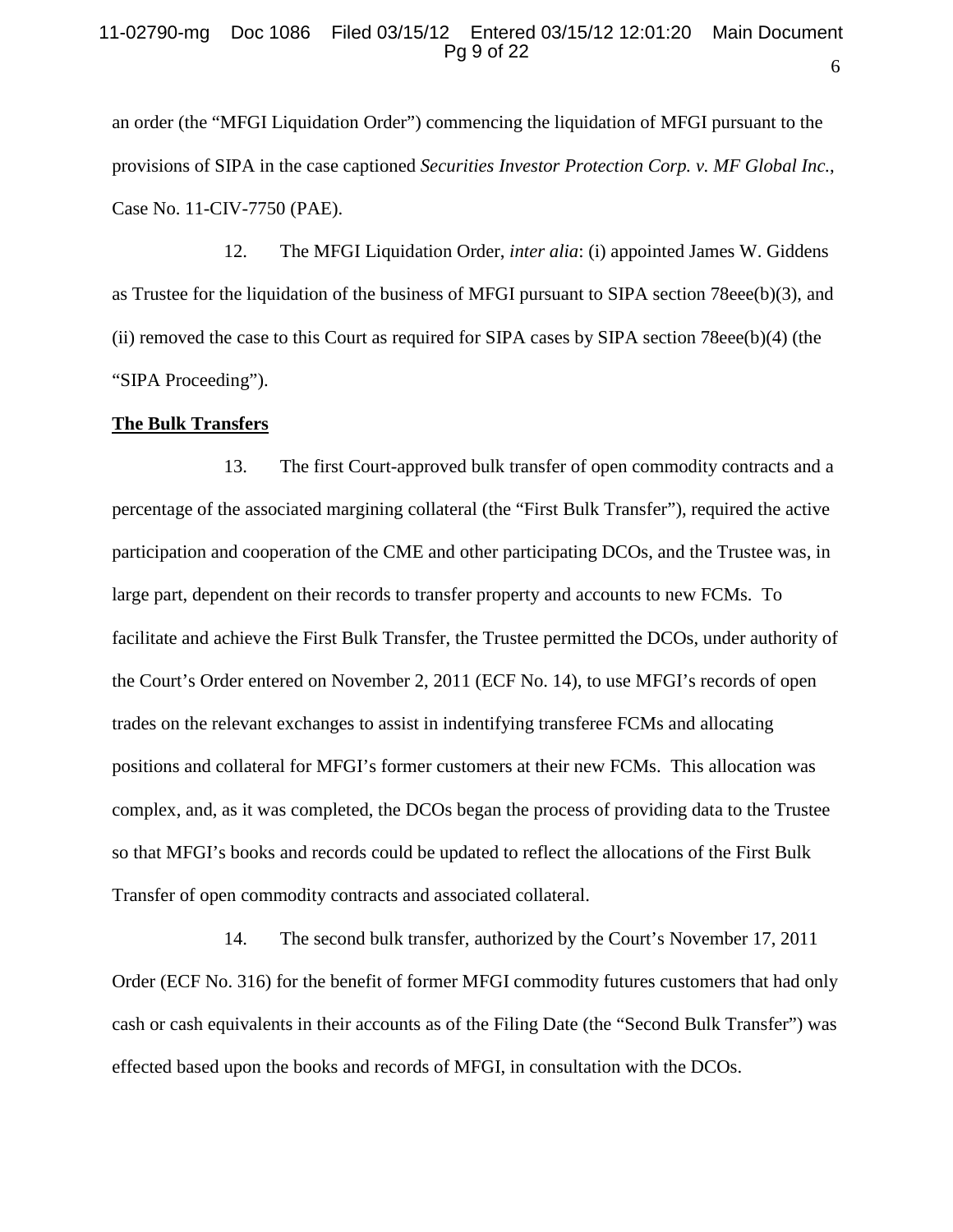an order (the "MFGI Liquidation Order") commencing the liquidation of MFGI pursuant to the provisions of SIPA in the case captioned *Securities Investor Protection Corp. v. MF Global Inc.*, Case No. 11-CIV-7750 (PAE).

12. The MFGI Liquidation Order, *inter alia*: (i) appointed James W. Giddens as Trustee for the liquidation of the business of MFGI pursuant to SIPA section 78eee(b)(3), and (ii) removed the case to this Court as required for SIPA cases by SIPA section 78eee(b)(4) (the "SIPA Proceeding").

**The Bulk Transfers**

13. The first Court-approved bulk transfer of open commodity contracts and a percentage of the associated margining collateral (the "First Bulk Transfer"), required the active participation and cooperation of the CME and other participating DCOs, and the Trustee was, in large part, dependent on their records to transfer property and accounts to new FCMs. To facilitate and achieve the First Bulk Transfer, the Trustee permitted the DCOs, under authority of the Court's Order entered on November 2, 2011 (ECF No. 14), to use MFGI's records of open trades on the relevant exchanges to assist in indentifying transferee FCMs and allocating positions and collateral for MFGI's former customers at their new FCMs. This allocation was complex, and, as it was completed, the DCOs began the process of providing data to the Trustee so that MFGI's books and records could be updated to reflect the allocations of the First Bulk Transfer of open commodity contracts and associated collateral.

14. The second bulk transfer, authorized by the Court's November 17, 2011 Order (ECF No. 316) for the benefit of former MFGI commodity futures customers that had only cash or cash equivalents in their accounts as of the Filing Date (the "Second Bulk Transfer") was effected based upon the books and records of MFGI, in consultation with the DCOs.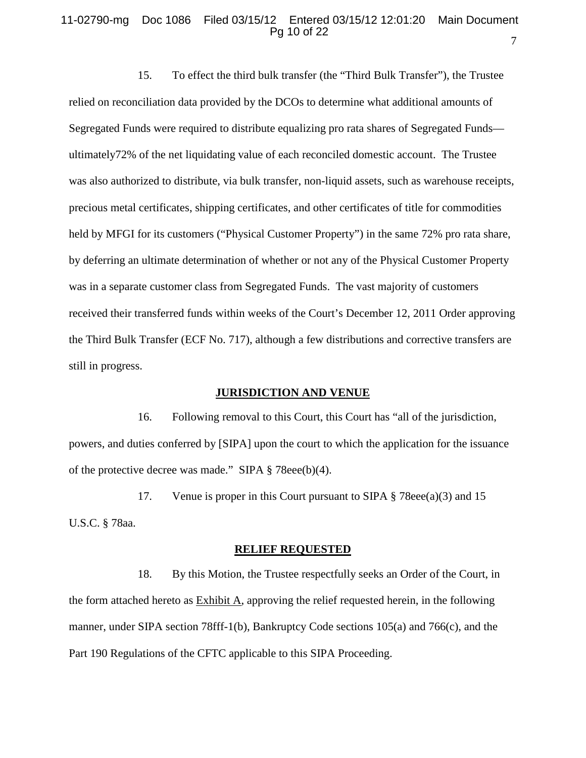15. To effect the third bulk transfer (the "Third Bulk Transfer"), the Trustee relied on reconciliation data provided by the DCOs to determine what additional amounts of Segregated Funds were required to distribute equalizing pro rata shares of Segregated Funds—ultimately72% of the net liquidating value of each reconciled domestic account. The Trustee was also authorized to distribute, via bulk transfer, non-liquid assets, such as warehouse receipts, precious metal certificates, shipping certificates, and other certificates of title for commodities held by MFGI for its customers ("Physical Customer Property") in the same 72% pro rata share, by deferring an ultimate determination of whether or not any of the Physical Customer Property was in a separate customer class from Segregated Funds. The vast majority of customers received their transferred funds within weeks of the Court's December 12, 2011 Order approving the Third Bulk Transfer (ECF No. 717), although a few distributions and corrective transfers are still in progress.

## JURISDICTION AND VENUE

16. Following removal to this Court, this Court has "all of the jurisdiction, powers, and duties conferred by [SIPA] upon the court to which the application for the issuance of the protective decree was made." SIPA § 78eee(b)(4).

17. Venue is proper in this Court pursuant to SIPA § 78eee(a)(3) and 15 U.S.C. § 78aa.

## RELIEF REQUESTED

18. By this Motion, the Trustee respectfully seeks an Order of the Court, in the form attached hereto as Exhibit A, approving the relief requested herein, in the following manner, under SIPA section 78fff-1(b), Bankruptcy Code sections 105(a) and 766(c), and the Part 190 Regulations of the CFTC applicable to this SIPA Proceeding.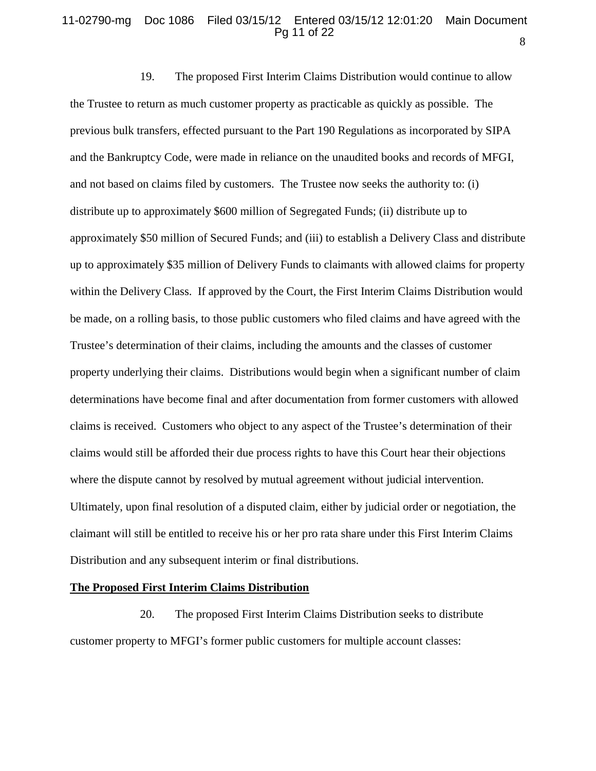19. The proposed First Interim Claims Distribution would continue to allow the Trustee to return as much customer property as practicable as quickly as possible. The previous bulk transfers, effected pursuant to the Part 190 Regulations as incorporated by SIPA and the Bankruptcy Code, were made in reliance on the unaudited books and records of MFGI, and not based on claims filed by customers. The Trustee now seeks the authority to: (i) distribute up to approximately \$600 million of Segregated Funds; (ii) distribute up to approximately \$50 million of Secured Funds; and (iii) to establish a Delivery Class and distribute up to approximately \$35 million of Delivery Funds to claimants with allowed claims for property within the Delivery Class. If approved by the Court, the First Interim Claims Distribution would be made, on a rolling basis, to those public customers who filed claims and have agreed with the Trustee's determination of their claims, including the amounts and the classes of customer property underlying their claims. Distributions would begin when a significant number of claim determinations have become final and after documentation from former customers with allowed claims is received. Customers who object to any aspect of the Trustee's determination of their claims would still be afforded their due process rights to have this Court hear their objections where the dispute cannot by resolved by mutual agreement without judicial intervention. Ultimately, upon final resolution of a disputed claim, either by judicial order or negotiation, the claimant will still be entitled to receive his or her pro rata share under this First Interim Claims Distribution and any subsequent interim or final distributions.

**The Proposed First Interim Claims Distribution**

20. The proposed First Interim Claims Distribution seeks to distribute customer property to MFGI's former public customers for multiple account classes: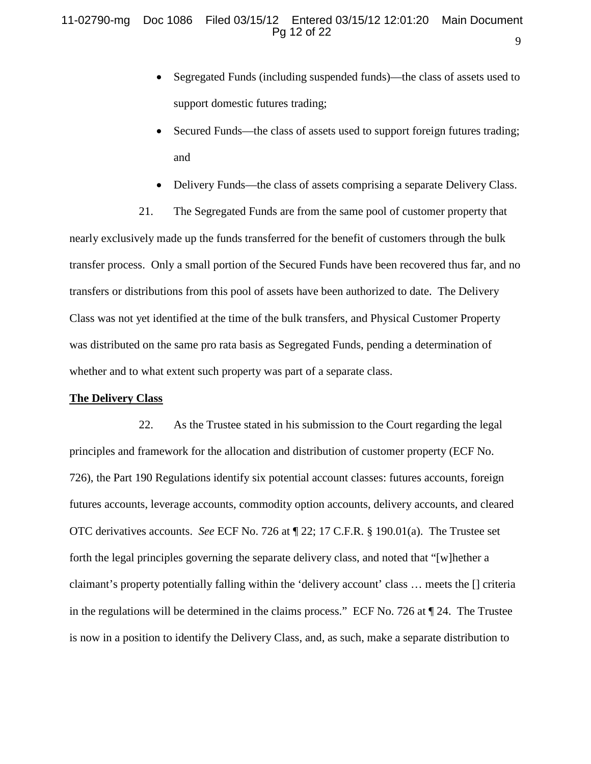- Segregated Funds (including suspended funds)—the class of assets used to support domestic futures trading;
- Secured Funds—the class of assets used to support foreign futures trading; and
- Delivery Funds—the class of assets comprising a separate Delivery Class.

21. The Segregated Funds are from the same pool of customer property that nearly exclusively made up the funds transferred for the benefit of customers through the bulk transfer process. Only a small portion of the Secured Funds have been recovered thus far, and no transfers or distributions from this pool of assets have been authorized to date. The Delivery Class was not yet identified at the time of the bulk transfers, and Physical Customer Property was distributed on the same pro rata basis as Segregated Funds, pending a determination of whether and to what extent such property was part of a separate class.

**The Delivery Class**

22. As the Trustee stated in his submission to the Court regarding the legal principles and framework for the allocation and distribution of customer property (ECF No. 726), the Part 190 Regulations identify six potential account classes: futures accounts, foreign futures accounts, leverage accounts, commodity option accounts, delivery accounts, and cleared OTC derivatives accounts. *See* ECF No. 726 at ¶ 22; 17 C.F.R. § 190.01(a). The Trustee set forth the legal principles governing the separate delivery class, and noted that "[w]hether a claimant's property potentially falling within the 'delivery account' class … meets the [] criteria in the regulations will be determined in the claims process." ECF No. 726 at ¶ 24. The Trustee is now in a position to identify the Delivery Class, and, as such, make a separate distribution to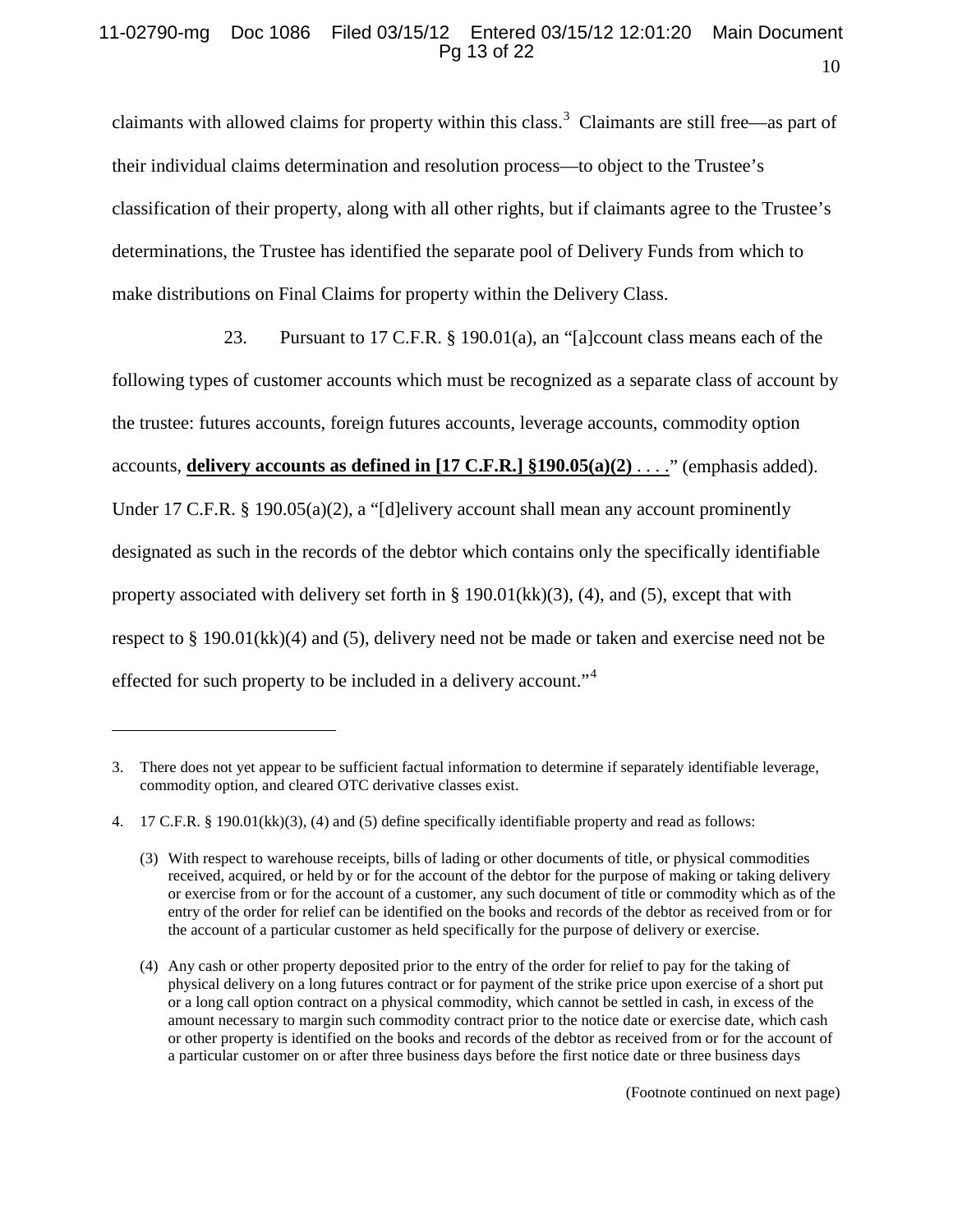claimants with allowed claims for property within this class.[3] Claimants are still free—as part of their individual claims determination and resolution process—to object to the Trustee's classification of their property, along with all other rights, but if claimants agree to the Trustee's determinations, the Trustee has identified the separate pool of Delivery Funds from which to make distributions on Final Claims for property within the Delivery Class.

23. Pursuant to 17 C.F.R. § 190.01(a), an "[a]ccount class means each of the following types of customer accounts which must be recognized as a separate class of account by the trustee: futures accounts, foreign futures accounts, leverage accounts, commodity option accounts, **<u>delivery accounts as defined in [17 C.F.R.] §190.05(a)(2)</u>** <u>. . . .</u>" (emphasis added). Under 17 C.F.R. § 190.05(a)(2), a "[d]elivery account shall mean any account prominently designated as such in the records of the debtor which contains only the specifically identifiable property associated with delivery set forth in § 190.01(kk)(3), (4), and (5), except that with respect to § 190.01(kk)(4) and (5), delivery need not be made or taken and exercise need not be effected for such property to be included in a delivery account."[4]

---

3. There does not yet appear to be sufficient factual information to determine if separately identifiable leverage, commodity option, and cleared OTC derivative classes exist.

4. 17 C.F.R. § 190.01(kk)(3), (4) and (5) define specifically identifiable property and read as follows:

   (3) With respect to warehouse receipts, bills of lading or other documents of title, or physical commodities received, acquired, or held by or for the account of the debtor for the purpose of making or taking delivery or exercise from or for the account of a customer, any such document of title or commodity which as of the entry of the order for relief can be identified on the books and records of the debtor as received from or for the account of a particular customer as held specifically for the purpose of delivery or exercise.

   (4) Any cash or other property deposited prior to the entry of the order for relief to pay for the taking of physical delivery on a long futures contract or for payment of the strike price upon exercise of a short put or a long call option contract on a physical commodity, which cannot be settled in cash, in excess of the amount necessary to margin such commodity contract prior to the notice date or exercise date, which cash or other property is identified on the books and records of the debtor as received from or for the account of a particular customer on or after three business days before the first notice date or three business days

(Footnote continued on next page)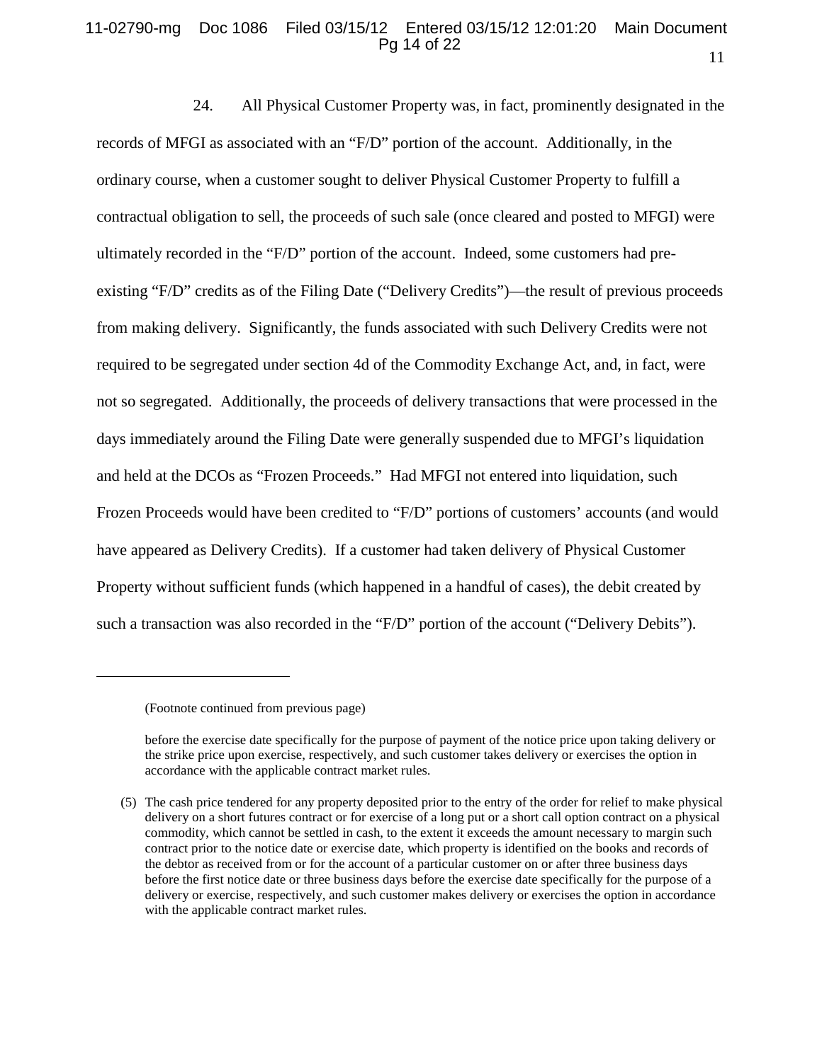24. All Physical Customer Property was, in fact, prominently designated in the records of MFGI as associated with an "F/D" portion of the account. Additionally, in the ordinary course, when a customer sought to deliver Physical Customer Property to fulfill a contractual obligation to sell, the proceeds of such sale (once cleared and posted to MFGI) were ultimately recorded in the "F/D" portion of the account. Indeed, some customers had pre-existing "F/D" credits as of the Filing Date ("Delivery Credits")—the result of previous proceeds from making delivery. Significantly, the funds associated with such Delivery Credits were not required to be segregated under section 4d of the Commodity Exchange Act, and, in fact, were not so segregated. Additionally, the proceeds of delivery transactions that were processed in the days immediately around the Filing Date were generally suspended due to MFGI's liquidation and held at the DCOs as "Frozen Proceeds." Had MFGI not entered into liquidation, such Frozen Proceeds would have been credited to "F/D" portions of customers' accounts (and would have appeared as Delivery Credits). If a customer had taken delivery of Physical Customer Property without sufficient funds (which happened in a handful of cases), the debit created by such a transaction was also recorded in the "F/D" portion of the account ("Delivery Debits").

---

(Footnote continued from previous page)

before the exercise date specifically for the purpose of payment of the notice price upon taking delivery or the strike price upon exercise, respectively, and such customer takes delivery or exercises the option in accordance with the applicable contract market rules.

(5) The cash price tendered for any property deposited prior to the entry of the order for relief to make physical delivery on a short futures contract or for exercise of a long put or a short call option contract on a physical commodity, which cannot be settled in cash, to the extent it exceeds the amount necessary to margin such contract prior to the notice date or exercise date, which property is identified on the books and records of the debtor as received from or for the account of a particular customer on or after three business days before the first notice date or three business days before the exercise date specifically for the purpose of a delivery or exercise, respectively, and such customer makes delivery or exercises the option in accordance with the applicable contract market rules.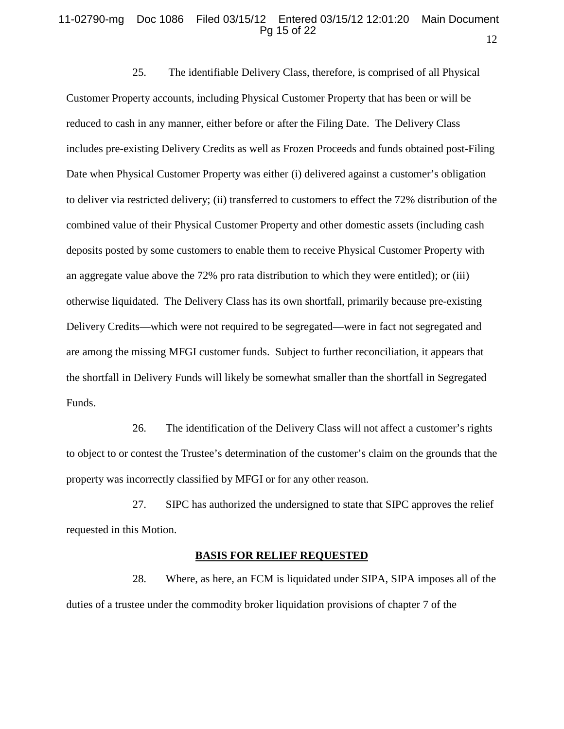25. The identifiable Delivery Class, therefore, is comprised of all Physical Customer Property accounts, including Physical Customer Property that has been or will be reduced to cash in any manner, either before or after the Filing Date. The Delivery Class includes pre-existing Delivery Credits as well as Frozen Proceeds and funds obtained post-Filing Date when Physical Customer Property was either (i) delivered against a customer's obligation to deliver via restricted delivery; (ii) transferred to customers to effect the 72% distribution of the combined value of their Physical Customer Property and other domestic assets (including cash deposits posted by some customers to enable them to receive Physical Customer Property with an aggregate value above the 72% pro rata distribution to which they were entitled); or (iii) otherwise liquidated. The Delivery Class has its own shortfall, primarily because pre-existing Delivery Credits—which were not required to be segregated—were in fact not segregated and are among the missing MFGI customer funds. Subject to further reconciliation, it appears that the shortfall in Delivery Funds will likely be somewhat smaller than the shortfall in Segregated Funds.

26. The identification of the Delivery Class will not affect a customer's rights to object to or contest the Trustee's determination of the customer's claim on the grounds that the property was incorrectly classified by MFGI or for any other reason.

27. SIPC has authorized the undersigned to state that SIPC approves the relief requested in this Motion.

## BASIS FOR RELIEF REQUESTED

28. Where, as here, an FCM is liquidated under SIPA, SIPA imposes all of the duties of a trustee under the commodity broker liquidation provisions of chapter 7 of the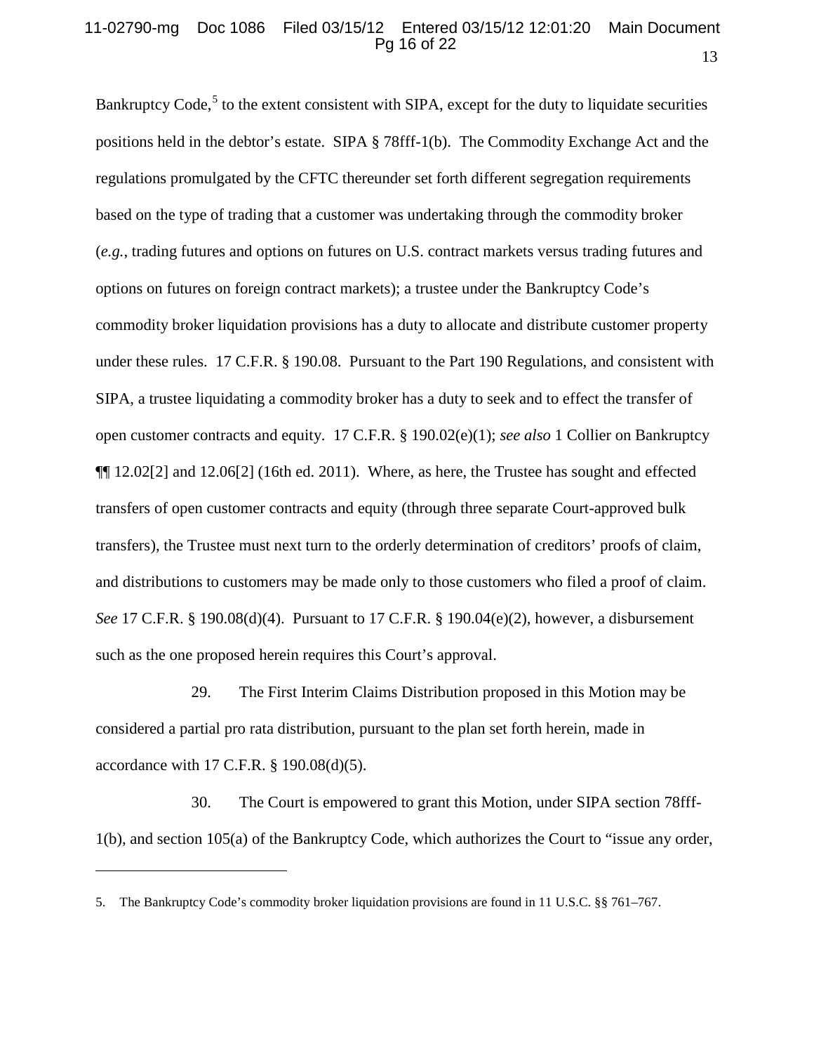Bankruptcy Code,[5] to the extent consistent with SIPA, except for the duty to liquidate securities positions held in the debtor's estate. SIPA § 78fff-1(b). The Commodity Exchange Act and the regulations promulgated by the CFTC thereunder set forth different segregation requirements based on the type of trading that a customer was undertaking through the commodity broker (*e.g.*, trading futures and options on futures on U.S. contract markets versus trading futures and options on futures on foreign contract markets); a trustee under the Bankruptcy Code's commodity broker liquidation provisions has a duty to allocate and distribute customer property under these rules. 17 C.F.R. § 190.08. Pursuant to the Part 190 Regulations, and consistent with SIPA, a trustee liquidating a commodity broker has a duty to seek and to effect the transfer of open customer contracts and equity. 17 C.F.R. § 190.02(e)(1); *see also* 1 Collier on Bankruptcy ¶¶ 12.02[2] and 12.06[2] (16th ed. 2011). Where, as here, the Trustee has sought and effected transfers of open customer contracts and equity (through three separate Court-approved bulk transfers), the Trustee must next turn to the orderly determination of creditors' proofs of claim, and distributions to customers may be made only to those customers who filed a proof of claim. *See* 17 C.F.R. § 190.08(d)(4). Pursuant to 17 C.F.R. § 190.04(e)(2), however, a disbursement such as the one proposed herein requires this Court's approval.

29. The First Interim Claims Distribution proposed in this Motion may be considered a partial pro rata distribution, pursuant to the plan set forth herein, made in accordance with 17 C.F.R. § 190.08(d)(5).

30. The Court is empowered to grant this Motion, under SIPA section 78fff-1(b), and section 105(a) of the Bankruptcy Code, which authorizes the Court to "issue any order,

---

5. The Bankruptcy Code's commodity broker liquidation provisions are found in 11 U.S.C. §§ 761–767.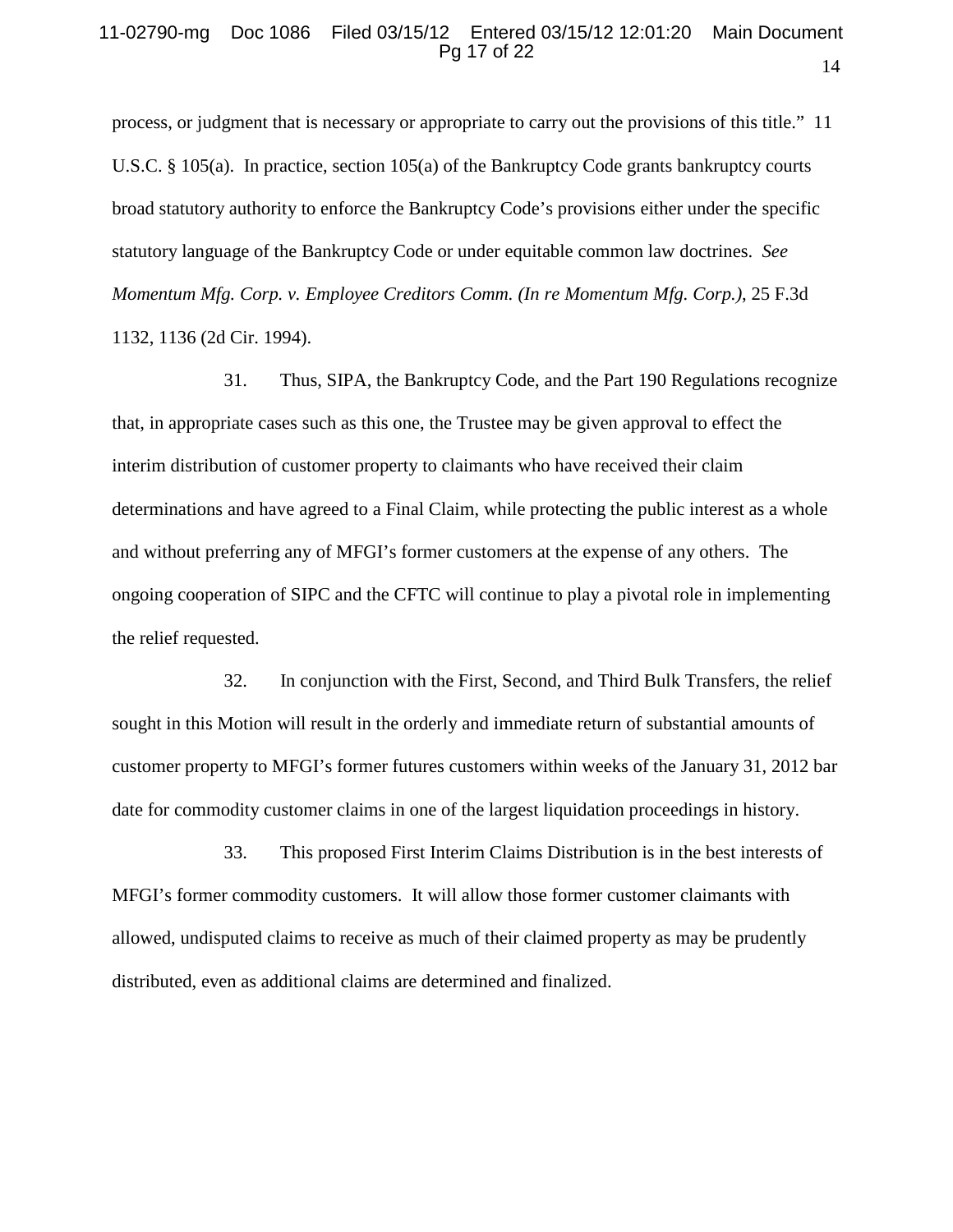process, or judgment that is necessary or appropriate to carry out the provisions of this title." 11 U.S.C. § 105(a). In practice, section 105(a) of the Bankruptcy Code grants bankruptcy courts broad statutory authority to enforce the Bankruptcy Code's provisions either under the specific statutory language of the Bankruptcy Code or under equitable common law doctrines. *See Momentum Mfg. Corp. v. Employee Creditors Comm. (In re Momentum Mfg. Corp.)*, 25 F.3d 1132, 1136 (2d Cir. 1994).

31. Thus, SIPA, the Bankruptcy Code, and the Part 190 Regulations recognize that, in appropriate cases such as this one, the Trustee may be given approval to effect the interim distribution of customer property to claimants who have received their claim determinations and have agreed to a Final Claim, while protecting the public interest as a whole and without preferring any of MFGI's former customers at the expense of any others. The ongoing cooperation of SIPC and the CFTC will continue to play a pivotal role in implementing the relief requested.

32. In conjunction with the First, Second, and Third Bulk Transfers, the relief sought in this Motion will result in the orderly and immediate return of substantial amounts of customer property to MFGI's former futures customers within weeks of the January 31, 2012 bar date for commodity customer claims in one of the largest liquidation proceedings in history.

33. This proposed First Interim Claims Distribution is in the best interests of MFGI's former commodity customers. It will allow those former customer claimants with allowed, undisputed claims to receive as much of their claimed property as may be prudently distributed, even as additional claims are determined and finalized.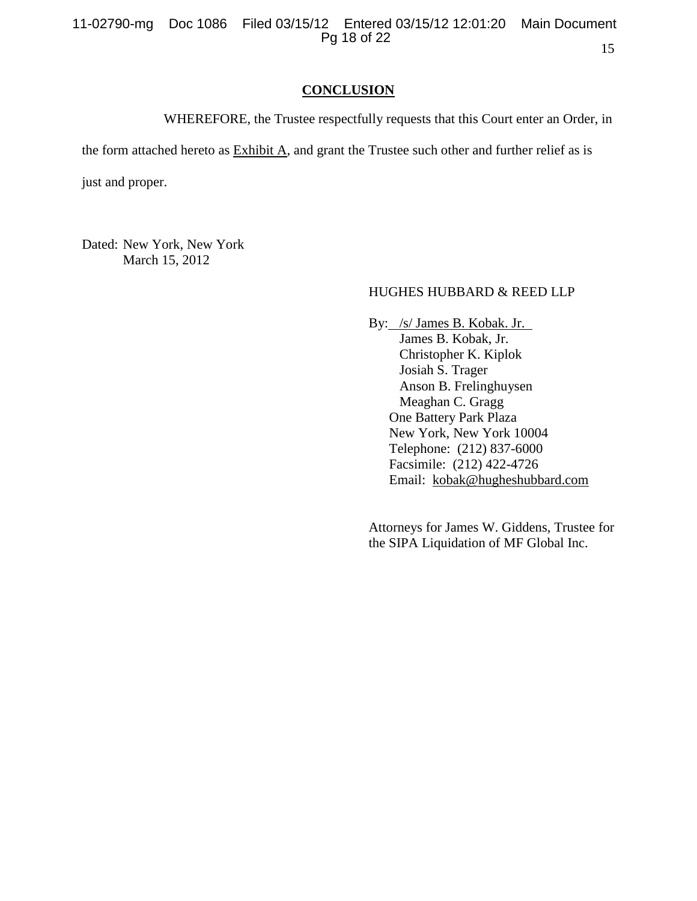## CONCLUSION

WHEREFORE, the Trustee respectfully requests that this Court enter an Order, in the form attached hereto as Exhibit A, and grant the Trustee such other and further relief as is just and proper.

Dated: New York, New York
March 15, 2012

HUGHES HUBBARD & REED LLP

By: /s/ James B. Kobak. Jr.
James B. Kobak, Jr.
Christopher K. Kiplok
Josiah S. Trager
Anson B. Frelinghuysen
Meaghan C. Gragg
One Battery Park Plaza
New York, New York 10004
Telephone: (212) 837-6000
Facsimile: (212) 422-4726
Email: kobak@hugheshubbard.com

Attorneys for James W. Giddens, Trustee for the SIPA Liquidation of MF Global Inc.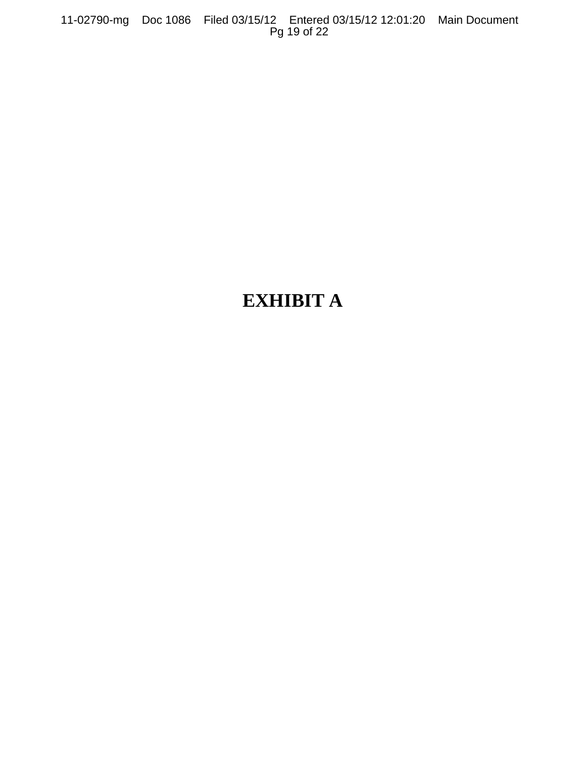# EXHIBIT A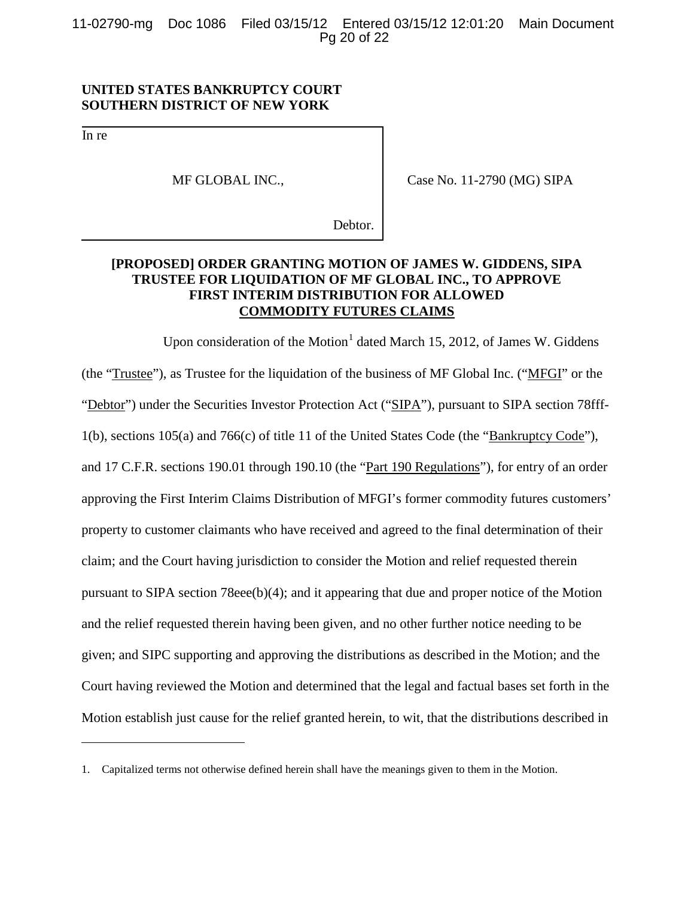**UNITED STATES BANKRUPTCY COURT**
**SOUTHERN DISTRICT OF NEW YORK**

| | |
|---|---|
| In re<br><br>MF GLOBAL INC.,<br><br>Debtor. | Case No. 11-2790 (MG) SIPA |

**[PROPOSED] ORDER GRANTING MOTION OF JAMES W. GIDDENS, SIPA TRUSTEE FOR LIQUIDATION OF MF GLOBAL INC., TO APPROVE FIRST INTERIM DISTRIBUTION FOR ALLOWED COMMODITY FUTURES CLAIMS**

Upon consideration of the Motion[1] dated March 15, 2012, of James W. Giddens (the "Trustee"), as Trustee for the liquidation of the business of MF Global Inc. ("MFGI" or the "Debtor") under the Securities Investor Protection Act ("SIPA"), pursuant to SIPA section 78fff-1(b), sections 105(a) and 766(c) of title 11 of the United States Code (the "Bankruptcy Code"), and 17 C.F.R. sections 190.01 through 190.10 (the "Part 190 Regulations"), for entry of an order approving the First Interim Claims Distribution of MFGI's former commodity futures customers' property to customer claimants who have received and agreed to the final determination of their claim; and the Court having jurisdiction to consider the Motion and relief requested therein pursuant to SIPA section 78eee(b)(4); and it appearing that due and proper notice of the Motion and the relief requested therein having been given, and no other further notice needing to be given; and SIPC supporting and approving the distributions as described in the Motion; and the Court having reviewed the Motion and determined that the legal and factual bases set forth in the Motion establish just cause for the relief granted herein, to wit, that the distributions described in

1. Capitalized terms not otherwise defined herein shall have the meanings given to them in the Motion.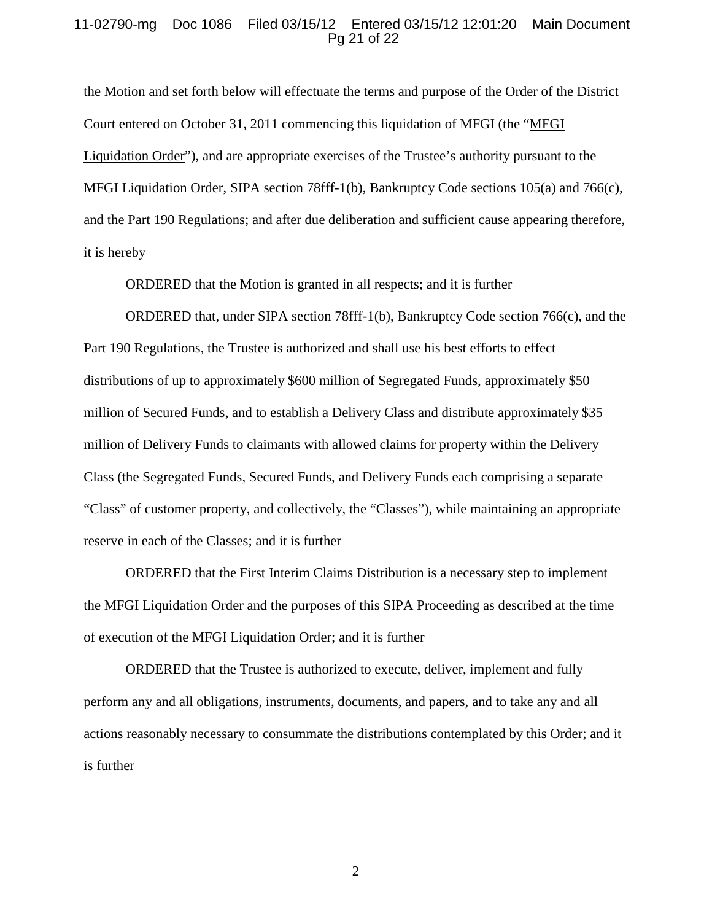the Motion and set forth below will effectuate the terms and purpose of the Order of the District Court entered on October 31, 2011 commencing this liquidation of MFGI (the "MFGI Liquidation Order"), and are appropriate exercises of the Trustee's authority pursuant to the MFGI Liquidation Order, SIPA section 78fff-1(b), Bankruptcy Code sections 105(a) and 766(c), and the Part 190 Regulations; and after due deliberation and sufficient cause appearing therefore, it is hereby

ORDERED that the Motion is granted in all respects; and it is further

ORDERED that, under SIPA section 78fff-1(b), Bankruptcy Code section 766(c), and the Part 190 Regulations, the Trustee is authorized and shall use his best efforts to effect distributions of up to approximately $600 million of Segregated Funds, approximately $50 million of Secured Funds, and to establish a Delivery Class and distribute approximately $35 million of Delivery Funds to claimants with allowed claims for property within the Delivery Class (the Segregated Funds, Secured Funds, and Delivery Funds each comprising a separate "Class" of customer property, and collectively, the "Classes"), while maintaining an appropriate reserve in each of the Classes; and it is further

ORDERED that the First Interim Claims Distribution is a necessary step to implement the MFGI Liquidation Order and the purposes of this SIPA Proceeding as described at the time of execution of the MFGI Liquidation Order; and it is further

ORDERED that the Trustee is authorized to execute, deliver, implement and fully perform any and all obligations, instruments, documents, and papers, and to take any and all actions reasonably necessary to consummate the distributions contemplated by this Order; and it is further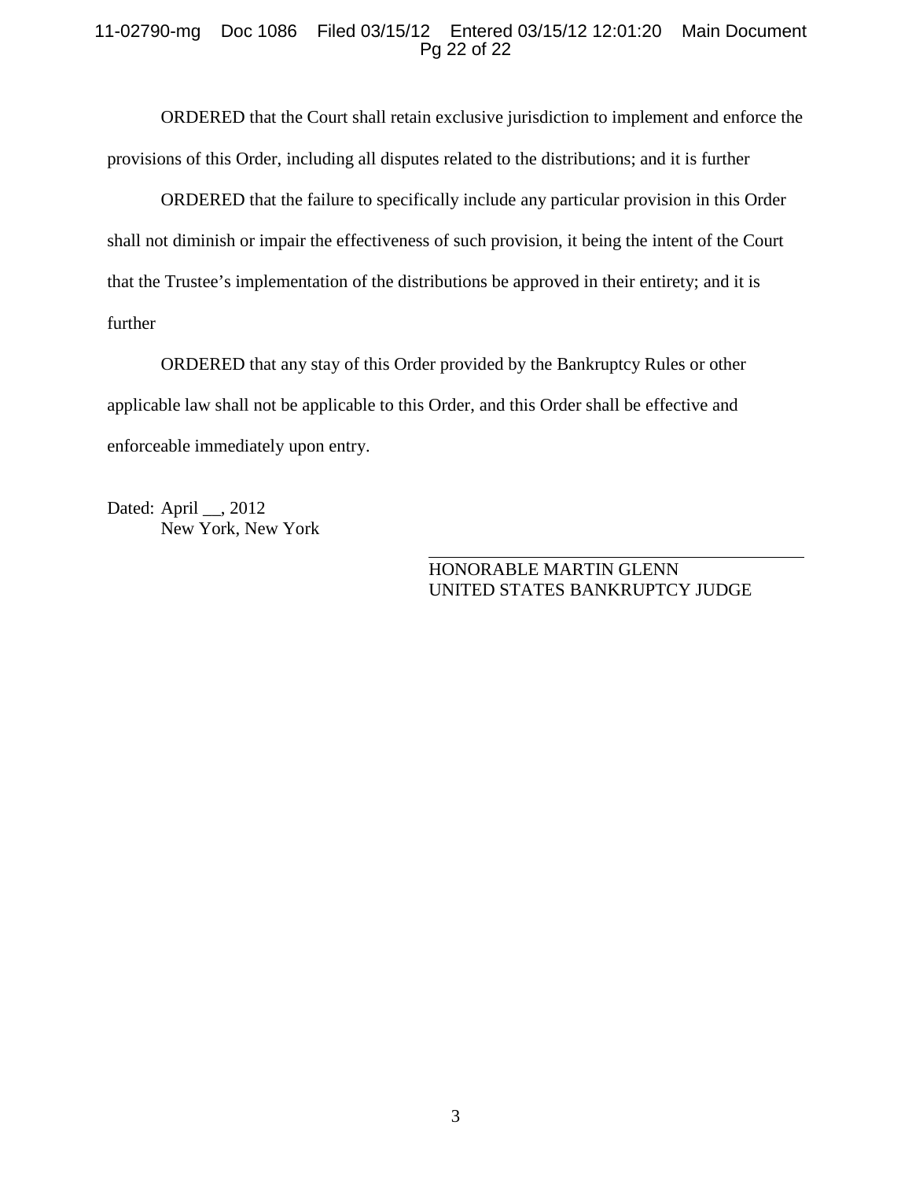ORDERED that the Court shall retain exclusive jurisdiction to implement and enforce the provisions of this Order, including all disputes related to the distributions; and it is further

ORDERED that the failure to specifically include any particular provision in this Order shall not diminish or impair the effectiveness of such provision, it being the intent of the Court that the Trustee's implementation of the distributions be approved in their entirety; and it is further

ORDERED that any stay of this Order provided by the Bankruptcy Rules or other applicable law shall not be applicable to this Order, and this Order shall be effective and enforceable immediately upon entry.

Dated: April __, 2012
New York, New York

\_\_\_\_\_\_\_\_\_\_\_\_\_\_\_\_\_\_\_\_\_\_\_\_\_\_\_\_\_\_\_\_\_\_\_\_\_\_\_\_

HONORABLE MARTIN GLENN
UNITED STATES BANKRUPTCY JUDGE